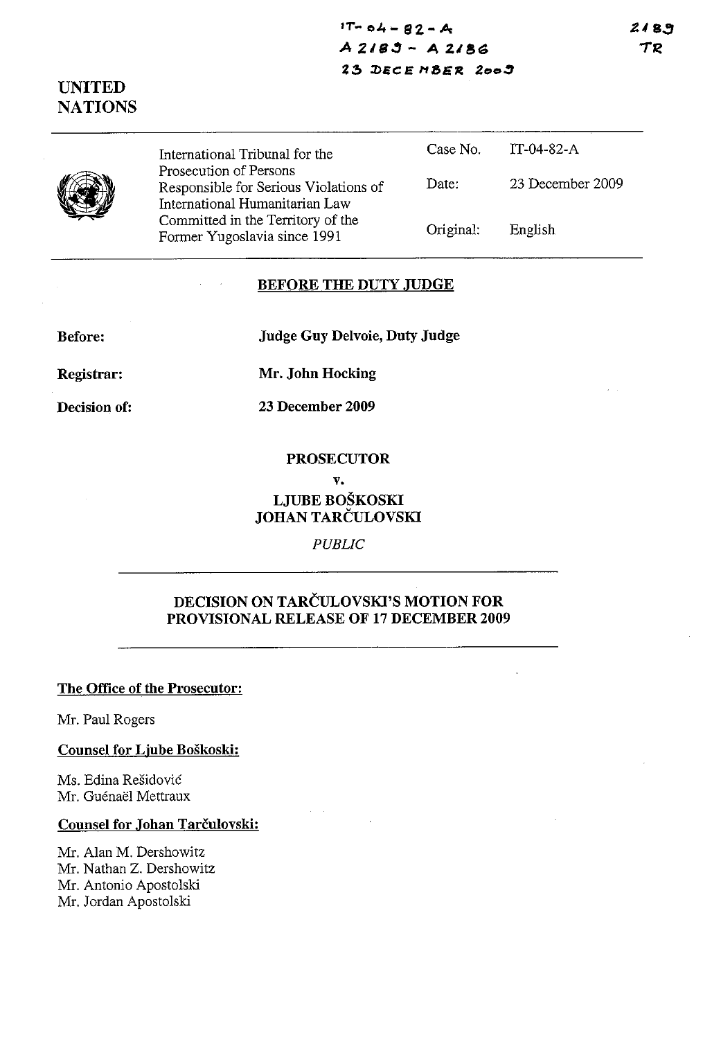IT-04-82-A
A 2183 - A 2186
23 DECEMBER 2009

2183
TR

UNITED NATIONS

| | International Tribunal for the Prosecution of Persons Responsible for Serious Violations of International Humanitarian Law Committed in the Territory of the Former Yugoslavia since 1991 | Case No. | IT-04-82-A |
|---|---|---|---|
| | | Date: | 23 December 2009 |
| | | Original: | English |

**BEFORE THE DUTY JUDGE**

**Before:** **Judge Guy Delvoie, Duty Judge**

**Registrar:** **Mr. John Hocking**

**Decision of:** **23 December 2009**

**PROSECUTOR**

**v.**

**LJUBE BOŠKOSKI**
**JOHAN TARČULOVSKI**

*PUBLIC*

**DECISION ON TARČULOVSKI'S MOTION FOR PROVISIONAL RELEASE OF 17 DECEMBER 2009**

**The Office of the Prosecutor:**

Mr. Paul Rogers

**Counsel for Ljube Boškoski:**

Ms. Edina Rešidović
Mr. Guénaël Mettraux

**Counsel for Johan Tarčulovski:**

Mr. Alan M. Dershowitz
Mr. Nathan Z. Dershowitz
Mr. Antonio Apostolski
Mr. Jordan Apostolski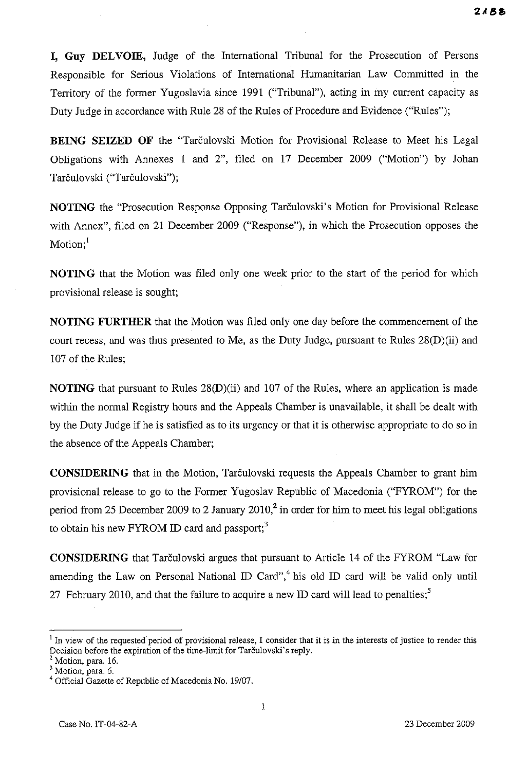**I, Guy DELVOIE,** Judge of the International Tribunal for the Prosecution of Persons Responsible for Serious Violations of International Humanitarian Law Committed in the Territory of the former Yugoslavia since 1991 ("Tribunal"), acting in my current capacity as Duty Judge in accordance with Rule 28 of the Rules of Procedure and Evidence ("Rules");

**BEING SEIZED OF** the "Tarčulovski Motion for Provisional Release to Meet his Legal Obligations with Annexes 1 and 2", filed on 17 December 2009 ("Motion") by Johan Tarčulovski ("Tarčulovski");

**NOTING** the "Prosecution Response Opposing Tarčulovski's Motion for Provisional Release with Annex", filed on 21 December 2009 ("Response"), in which the Prosecution opposes the Motion;[1]

**NOTING** that the Motion was filed only one week prior to the start of the period for which provisional release is sought;

**NOTING FURTHER** that the Motion was filed only one day before the commencement of the court recess, and was thus presented to Me, as the Duty Judge, pursuant to Rules 28(D)(ii) and 107 of the Rules;

**NOTING** that pursuant to Rules 28(D)(ii) and 107 of the Rules, where an application is made within the normal Registry hours and the Appeals Chamber is unavailable, it shall be dealt with by the Duty Judge if he is satisfied as to its urgency or that it is otherwise appropriate to do so in the absence of the Appeals Chamber;

**CONSIDERING** that in the Motion, Tarčulovski requests the Appeals Chamber to grant him provisional release to go to the Former Yugoslav Republic of Macedonia ("FYROM") for the period from 25 December 2009 to 2 January 2010,[2] in order for him to meet his legal obligations to obtain his new FYROM ID card and passport;[3]

**CONSIDERING** that Tarčulovski argues that pursuant to Article 14 of the FYROM "Law for amending the Law on Personal National ID Card",[4] his old ID card will be valid only until 27 February 2010, and that the failure to acquire a new ID card will lead to penalties;[5]

---

[1] In view of the requested period of provisional release, I consider that it is in the interests of justice to render this Decision before the expiration of the time-limit for Tarčulovski's reply.

[2] Motion, para. 16.

[3] Motion, para. 6.

[4] Official Gazette of Republic of Macedonia No. 19/07.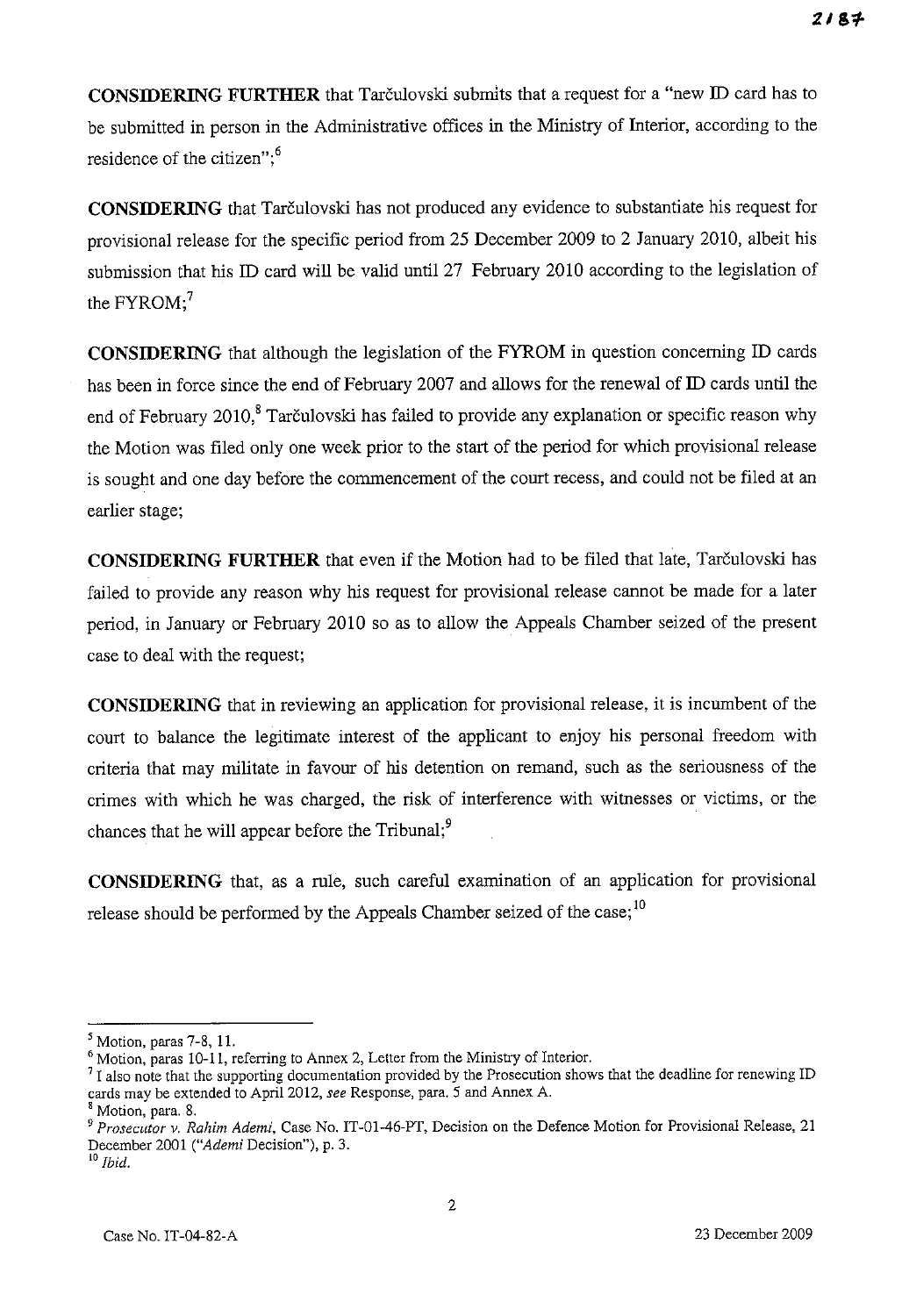**CONSIDERING FURTHER** that Tarčulovski submits that a request for a "new ID card has to be submitted in person in the Administrative offices in the Ministry of Interior, according to the residence of the citizen";[6]

**CONSIDERING** that Tarčulovski has not produced any evidence to substantiate his request for provisional release for the specific period from 25 December 2009 to 2 January 2010, albeit his submission that his ID card will be valid until 27 February 2010 according to the legislation of the FYROM;[7]

**CONSIDERING** that although the legislation of the FYROM in question concerning ID cards has been in force since the end of February 2007 and allows for the renewal of ID cards until the end of February 2010,[8] Tarčulovski has failed to provide any explanation or specific reason why the Motion was filed only one week prior to the start of the period for which provisional release is sought and one day before the commencement of the court recess, and could not be filed at an earlier stage;

**CONSIDERING FURTHER** that even if the Motion had to be filed that late, Tarčulovski has failed to provide any reason why his request for provisional release cannot be made for a later period, in January or February 2010 so as to allow the Appeals Chamber seized of the present case to deal with the request;

**CONSIDERING** that in reviewing an application for provisional release, it is incumbent of the court to balance the legitimate interest of the applicant to enjoy his personal freedom with criteria that may militate in favour of his detention on remand, such as the seriousness of the crimes with which he was charged, the risk of interference with witnesses or victims, or the chances that he will appear before the Tribunal;[9]

**CONSIDERING** that, as a rule, such careful examination of an application for provisional release should be performed by the Appeals Chamber seized of the case;[10]

---

[5] Motion, paras 7-8, 11.

[6] Motion, paras 10-11, referring to Annex 2, Letter from the Ministry of Interior.

[7] I also note that the supporting documentation provided by the Prosecution shows that the deadline for renewing ID cards may be extended to April 2012, *see* Response, para. 5 and Annex A.

[8] Motion, para. 8.

[9] *Prosecutor v. Rahim Ademi*, Case No. IT-01-46-PT, Decision on the Defence Motion for Provisional Release, 21 December 2001 ("*Ademi* Decision"), p. 3.

[10] *Ibid.*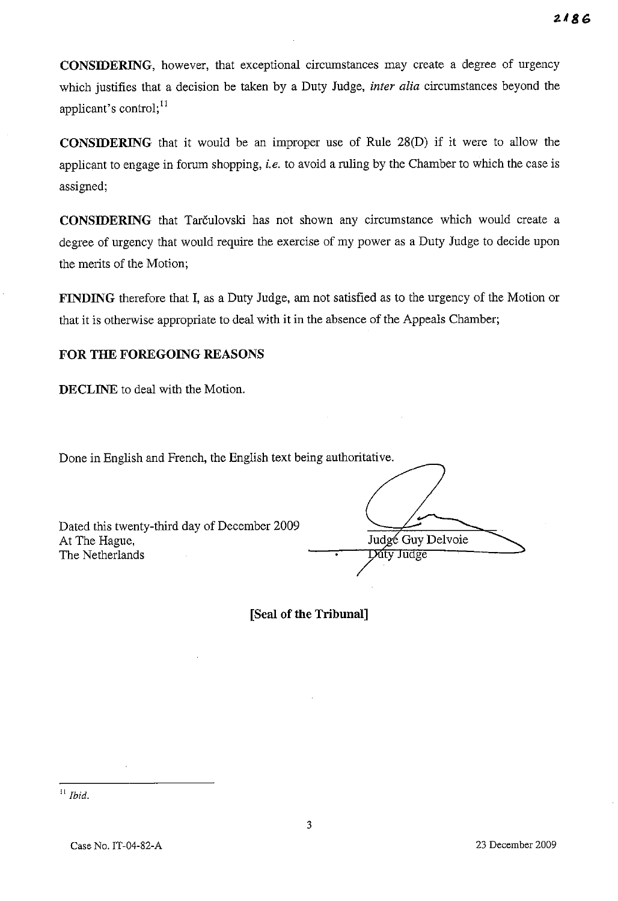**CONSIDERING**, however, that exceptional circumstances may create a degree of urgency which justifies that a decision be taken by a Duty Judge, *inter alia* circumstances beyond the applicant's control;[11]

**CONSIDERING** that it would be an improper use of Rule 28(D) if it were to allow the applicant to engage in forum shopping, *i.e.* to avoid a ruling by the Chamber to which the case is assigned;

**CONSIDERING** that Tarčulovski has not shown any circumstance which would create a degree of urgency that would require the exercise of my power as a Duty Judge to decide upon the merits of the Motion;

**FINDING** therefore that I, as a Duty Judge, am not satisfied as to the urgency of the Motion or that it is otherwise appropriate to deal with it in the absence of the Appeals Chamber;

**FOR THE FOREGOING REASONS**

**DECLINE** to deal with the Motion.

Done in English and French, the English text being authoritative.

Dated this twenty-third day of December 2009
At The Hague,
The Netherlands

Judge Guy Delvoie
Duty Judge

**[Seal of the Tribunal]**

---

[11] *Ibid.*